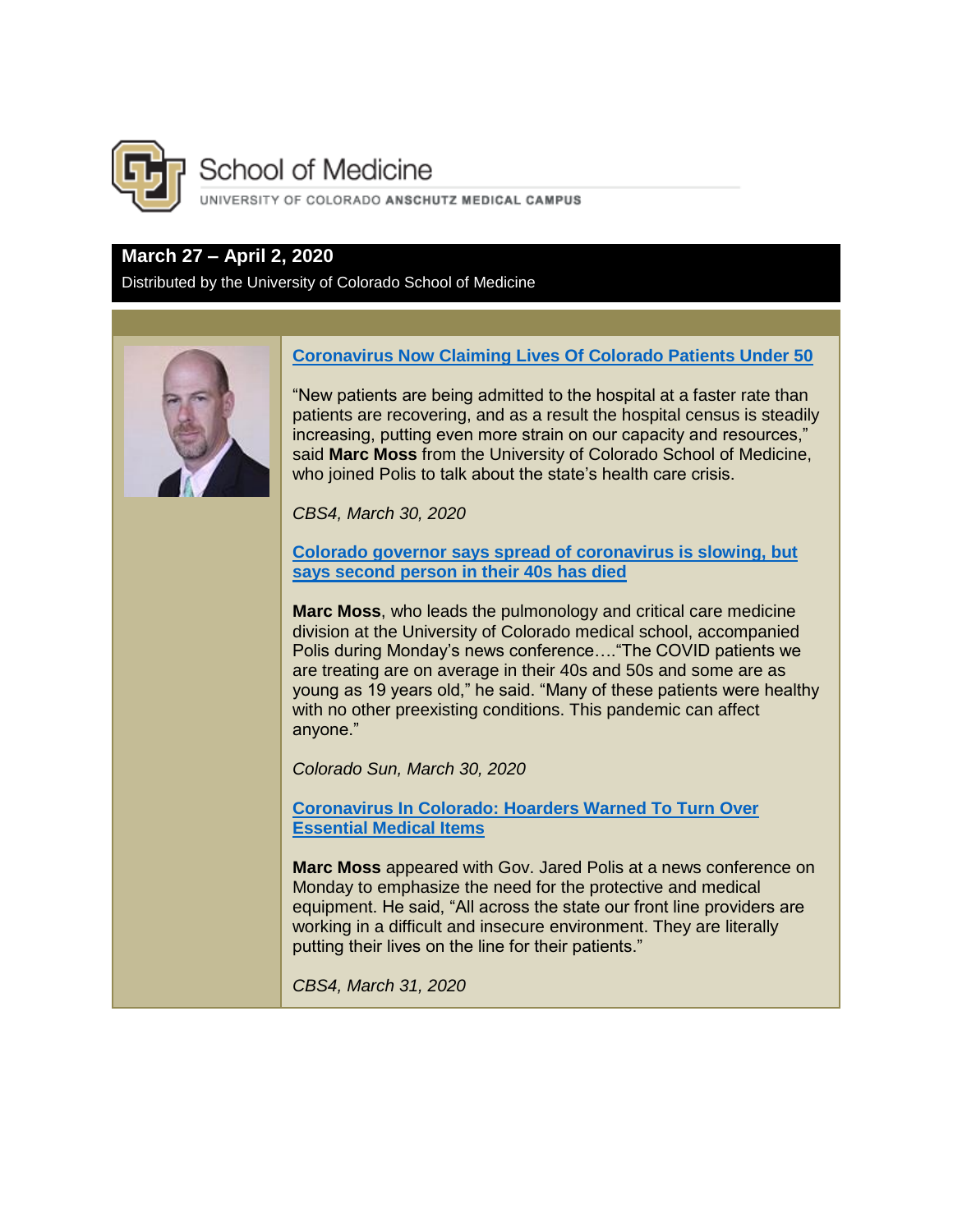# School of Medicine

UNIVERSITY OF COLORADO **ANSCHUTZ MEDICAL CAMPUS**

## March 27 – April 2, 2020

Distributed by the University of Colorado School of Medicine

### Coronavirus Now Claiming Lives Of Colorado Patients Under 50

"New patients are being admitted to the hospital at a faster rate than patients are recovering, and as a result the hospital census is steadily increasing, putting even more strain on our capacity and resources," said **Marc Moss** from the University of Colorado School of Medicine, who joined Polis to talk about the state's health care crisis.

*CBS4, March 30, 2020*

### Colorado governor says spread of coronavirus is slowing, but says second person in their 40s has died

**Marc Moss**, who leads the pulmonology and critical care medicine division at the University of Colorado medical school, accompanied Polis during Monday's news conference…."The COVID patients we are treating are on average in their 40s and 50s and some are as young as 19 years old," he said. "Many of these patients were healthy with no other preexisting conditions. This pandemic can affect anyone."

*Colorado Sun, March 30, 2020*

### Coronavirus In Colorado: Hoarders Warned To Turn Over Essential Medical Items

**Marc Moss** appeared with Gov. Jared Polis at a news conference on Monday to emphasize the need for the protective and medical equipment. He said, "All across the state our front line providers are working in a difficult and insecure environment. They are literally putting their lives on the line for their patients."

*CBS4, March 31, 2020*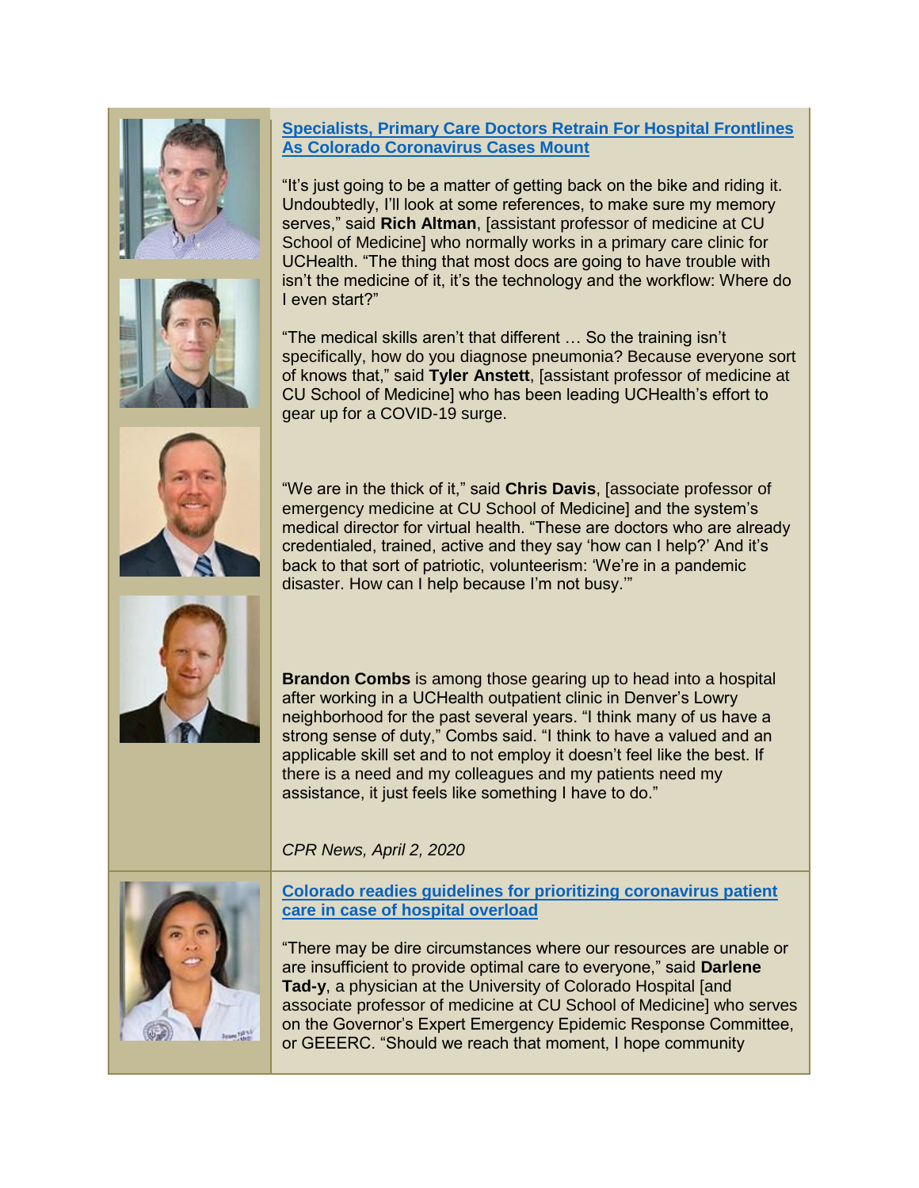**[Specialists, Primary Care Doctors Retrain For Hospital Frontlines As Colorado Coronavirus Cases Mount]**

"It's just going to be a matter of getting back on the bike and riding it. Undoubtedly, I'll look at some references, to make sure my memory serves," said **Rich Altman**, [assistant professor of medicine at CU School of Medicine] who normally works in a primary care clinic for UCHealth. "The thing that most docs are going to have trouble with isn't the medicine of it, it's the technology and the workflow: Where do I even start?"

"The medical skills aren't that different … So the training isn't specifically, how do you diagnose pneumonia? Because everyone sort of knows that," said **Tyler Anstett**, [assistant professor of medicine at CU School of Medicine] who has been leading UCHealth's effort to gear up for a COVID-19 surge.

"We are in the thick of it," said **Chris Davis**, [associate professor of emergency medicine at CU School of Medicine] and the system's medical director for virtual health. "These are doctors who are already credentialed, trained, active and they say 'how can I help?' And it's back to that sort of patriotic, volunteerism: 'We're in a pandemic disaster. How can I help because I'm not busy.'"

**Brandon Combs** is among those gearing up to head into a hospital after working in a UCHealth outpatient clinic in Denver's Lowry neighborhood for the past several years. "I think many of us have a strong sense of duty," Combs said. "I think to have a valued and an applicable skill set and to not employ it doesn't feel like the best. If there is a need and my colleagues and my patients need my assistance, it just feels like something I have to do."

*CPR News, April 2, 2020*

**[Colorado readies guidelines for prioritizing coronavirus patient care in case of hospital overload]**

"There may be dire circumstances where our resources are unable or are insufficient to provide optimal care to everyone," said **Darlene Tad-y**, a physician at the University of Colorado Hospital [and associate professor of medicine at CU School of Medicine] who serves on the Governor's Expert Emergency Epidemic Response Committee, or GEEERC. "Should we reach that moment, I hope community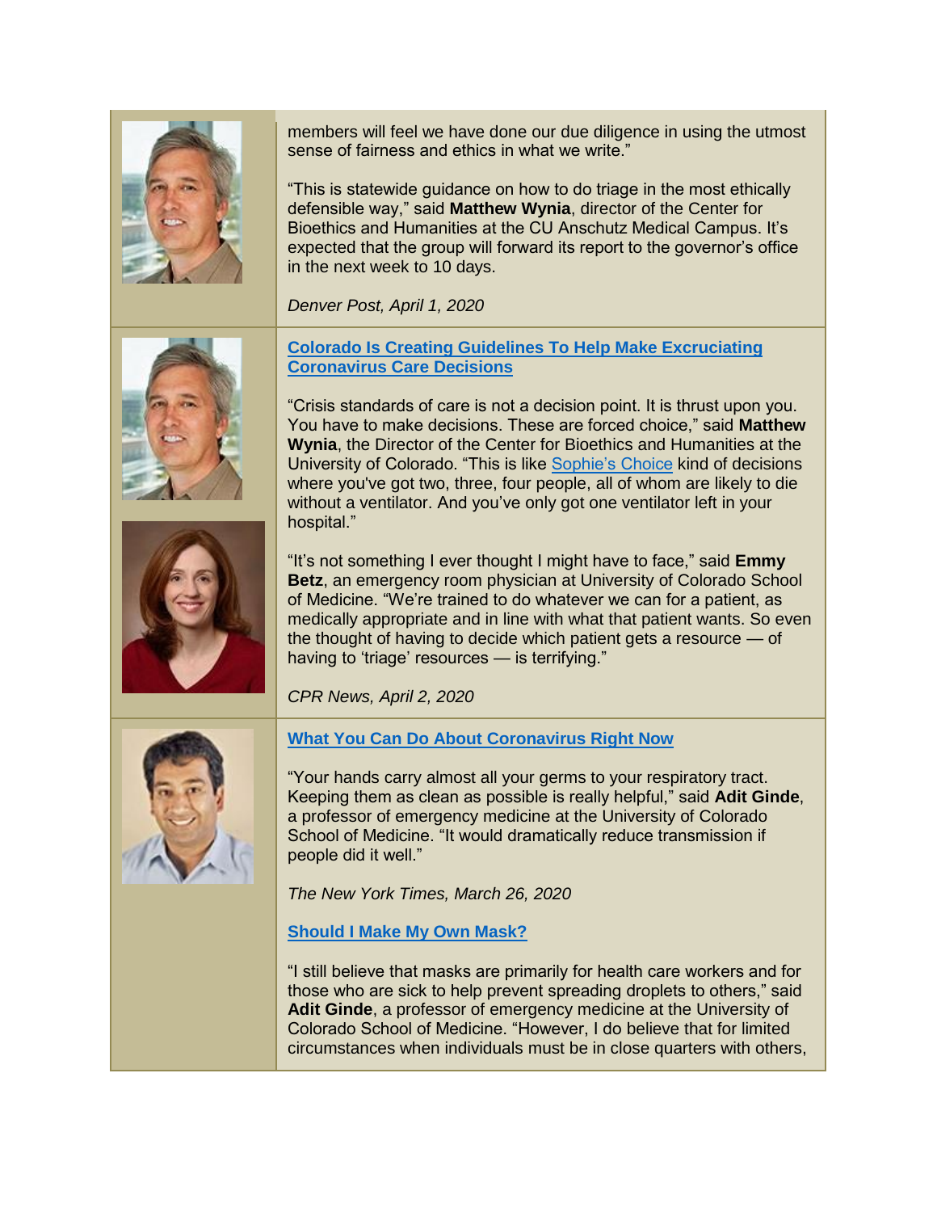members will feel we have done our due diligence in using the utmost sense of fairness and ethics in what we write."

"This is statewide guidance on how to do triage in the most ethically defensible way," said **Matthew Wynia**, director of the Center for Bioethics and Humanities at the CU Anschutz Medical Campus. It's expected that the group will forward its report to the governor's office in the next week to 10 days.

*Denver Post, April 1, 2020*

**Colorado Is Creating Guidelines To Help Make Excruciating Coronavirus Care Decisions**

"Crisis standards of care is not a decision point. It is thrust upon you. You have to make decisions. These are forced choice," said **Matthew Wynia**, the Director of the Center for Bioethics and Humanities at the University of Colorado. "This is like Sophie's Choice kind of decisions where you've got two, three, four people, all of whom are likely to die without a ventilator. And you've only got one ventilator left in your hospital."

"It's not something I ever thought I might have to face," said **Emmy Betz**, an emergency room physician at University of Colorado School of Medicine. "We're trained to do whatever we can for a patient, as medically appropriate and in line with what that patient wants. So even the thought of having to decide which patient gets a resource — of having to 'triage' resources — is terrifying."

*CPR News, April 2, 2020*

**What You Can Do About Coronavirus Right Now**

"Your hands carry almost all your germs to your respiratory tract. Keeping them as clean as possible is really helpful," said **Adit Ginde**, a professor of emergency medicine at the University of Colorado School of Medicine. "It would dramatically reduce transmission if people did it well."

*The New York Times, March 26, 2020*

**Should I Make My Own Mask?**

"I still believe that masks are primarily for health care workers and for those who are sick to help prevent spreading droplets to others," said **Adit Ginde**, a professor of emergency medicine at the University of Colorado School of Medicine. "However, I do believe that for limited circumstances when individuals must be in close quarters with others,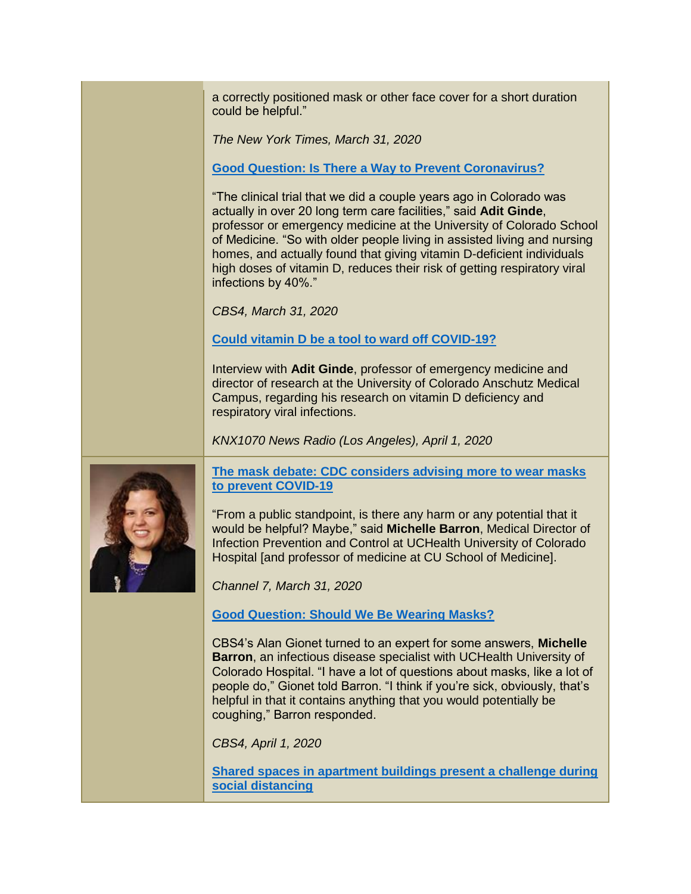a correctly positioned mask or other face cover for a short duration could be helpful."

*The New York Times, March 31, 2020*

**Good Question: Is There a Way to Prevent Coronavirus?**

"The clinical trial that we did a couple years ago in Colorado was actually in over 20 long term care facilities," said **Adit Ginde**, professor or emergency medicine at the University of Colorado School of Medicine. "So with older people living in assisted living and nursing homes, and actually found that giving vitamin D-deficient individuals high doses of vitamin D, reduces their risk of getting respiratory viral infections by 40%."

*CBS4, March 31, 2020*

**Could vitamin D be a tool to ward off COVID-19?**

Interview with **Adit Ginde**, professor of emergency medicine and director of research at the University of Colorado Anschutz Medical Campus, regarding his research on vitamin D deficiency and respiratory viral infections.

*KNX1070 News Radio (Los Angeles), April 1, 2020*

**The mask debate: CDC considers advising more to wear masks to prevent COVID-19**

"From a public standpoint, is there any harm or any potential that it would be helpful? Maybe," said **Michelle Barron**, Medical Director of Infection Prevention and Control at UCHealth University of Colorado Hospital [and professor of medicine at CU School of Medicine].

*Channel 7, March 31, 2020*

**Good Question: Should We Be Wearing Masks?**

CBS4's Alan Gionet turned to an expert for some answers, **Michelle Barron**, an infectious disease specialist with UCHealth University of Colorado Hospital. "I have a lot of questions about masks, like a lot of people do," Gionet told Barron. "I think if you're sick, obviously, that's helpful in that it contains anything that you would potentially be coughing," Barron responded.

*CBS4, April 1, 2020*

**Shared spaces in apartment buildings present a challenge during social distancing**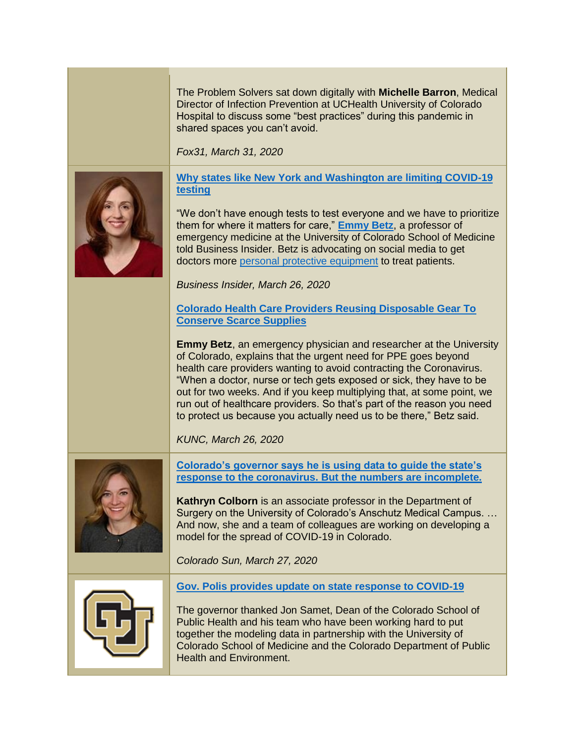The Problem Solvers sat down digitally with **Michelle Barron**, Medical Director of Infection Prevention at UCHealth University of Colorado Hospital to discuss some "best practices" during this pandemic in shared spaces you can't avoid.

*Fox31, March 31, 2020*

**Why states like New York and Washington are limiting COVID-19 testing**

"We don't have enough tests to test everyone and we have to prioritize them for where it matters for care," **Emmy Betz**, a professor of emergency medicine at the University of Colorado School of Medicine told Business Insider. Betz is advocating on social media to get doctors more personal protective equipment to treat patients.

*Business Insider, March 26, 2020*

**Colorado Health Care Providers Reusing Disposable Gear To Conserve Scarce Supplies**

**Emmy Betz**, an emergency physician and researcher at the University of Colorado, explains that the urgent need for PPE goes beyond health care providers wanting to avoid contracting the Coronavirus. "When a doctor, nurse or tech gets exposed or sick, they have to be out for two weeks. And if you keep multiplying that, at some point, we run out of healthcare providers. So that's part of the reason you need to protect us because you actually need us to be there," Betz said.

*KUNC, March 26, 2020*

**Colorado's governor says he is using data to guide the state's response to the coronavirus. But the numbers are incomplete.**

**Kathryn Colborn** is an associate professor in the Department of Surgery on the University of Colorado's Anschutz Medical Campus. … And now, she and a team of colleagues are working on developing a model for the spread of COVID-19 in Colorado.

*Colorado Sun, March 27, 2020*

**Gov. Polis provides update on state response to COVID-19**

The governor thanked Jon Samet, Dean of the Colorado School of Public Health and his team who have been working hard to put together the modeling data in partnership with the University of Colorado School of Medicine and the Colorado Department of Public Health and Environment.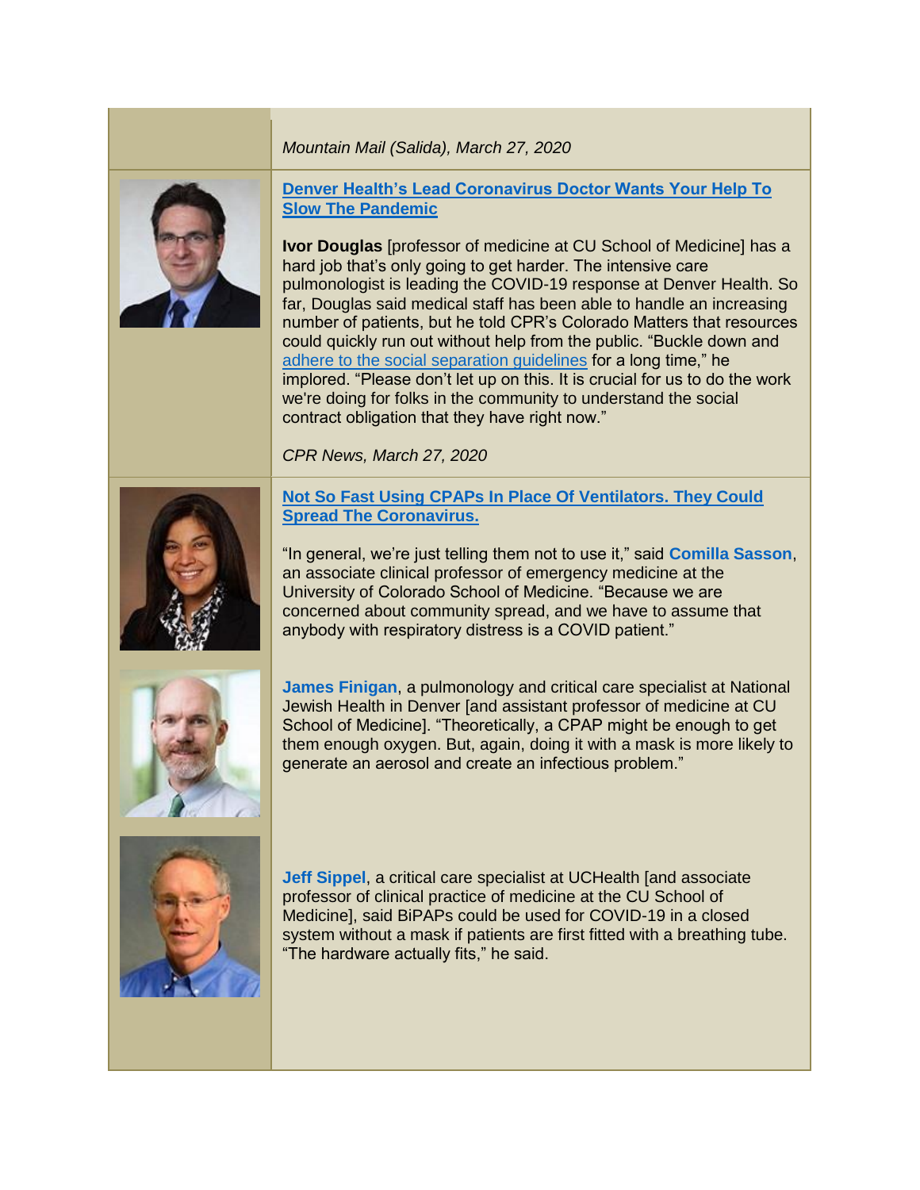*Mountain Mail (Salida), March 27, 2020*

**[Denver Health's Lead Coronavirus Doctor Wants Your Help To Slow The Pandemic]()**

**Ivor Douglas** [professor of medicine at CU School of Medicine] has a hard job that's only going to get harder. The intensive care pulmonologist is leading the COVID-19 response at Denver Health. So far, Douglas said medical staff has been able to handle an increasing number of patients, but he told CPR's Colorado Matters that resources could quickly run out without help from the public. "Buckle down and [adhere to the social separation guidelines]() for a long time," he implored. "Please don't let up on this. It is crucial for us to do the work we're doing for folks in the community to understand the social contract obligation that they have right now."

*CPR News, March 27, 2020*

**[Not So Fast Using CPAPs In Place Of Ventilators. They Could Spread The Coronavirus.]()**

"In general, we're just telling them not to use it," said **Comilla Sasson**, an associate clinical professor of emergency medicine at the University of Colorado School of Medicine. "Because we are concerned about community spread, and we have to assume that anybody with respiratory distress is a COVID patient."

**James Finigan**, a pulmonology and critical care specialist at National Jewish Health in Denver [and assistant professor of medicine at CU School of Medicine]. "Theoretically, a CPAP might be enough to get them enough oxygen. But, again, doing it with a mask is more likely to generate an aerosol and create an infectious problem."

**Jeff Sippel**, a critical care specialist at UCHealth [and associate professor of clinical practice of medicine at the CU School of Medicine], said BiPAPs could be used for COVID-19 in a closed system without a mask if patients are first fitted with a breathing tube. "The hardware actually fits," he said.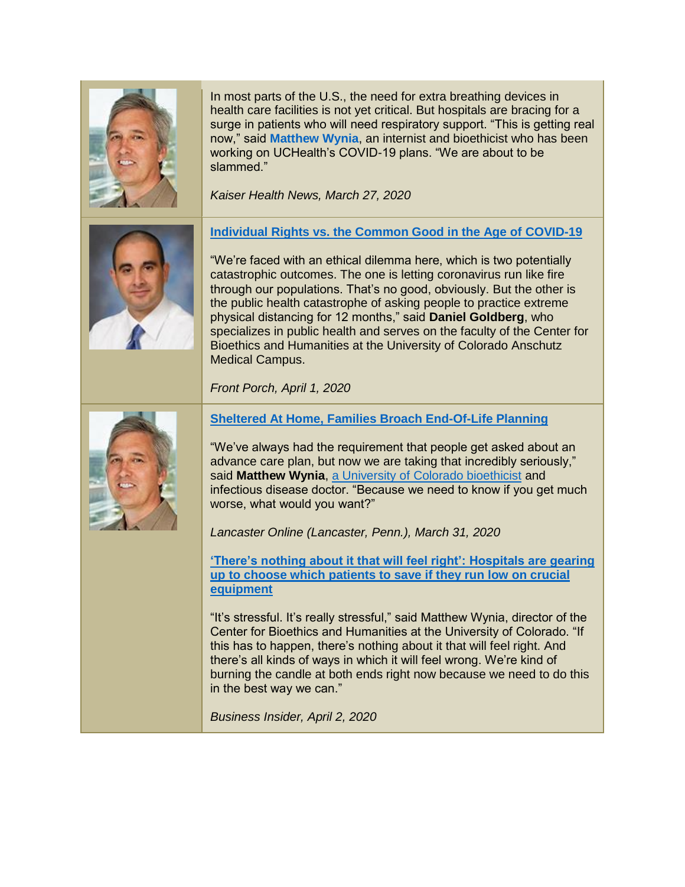In most parts of the U.S., the need for extra breathing devices in health care facilities is not yet critical. But hospitals are bracing for a surge in patients who will need respiratory support. “This is getting real now,” said **Matthew Wynia**, an internist and bioethicist who has been working on UCHealth’s COVID-19 plans. “We are about to be slammed.”

*Kaiser Health News, March 27, 2020*

**Individual Rights vs. the Common Good in the Age of COVID-19**

“We’re faced with an ethical dilemma here, which is two potentially catastrophic outcomes. The one is letting coronavirus run like fire through our populations. That’s no good, obviously. But the other is the public health catastrophe of asking people to practice extreme physical distancing for 12 months,” said **Daniel Goldberg**, who specializes in public health and serves on the faculty of the Center for Bioethics and Humanities at the University of Colorado Anschutz Medical Campus.

*Front Porch, April 1, 2020*

**Sheltered At Home, Families Broach End-Of-Life Planning**

“We’ve always had the requirement that people get asked about an advance care plan, but now we are taking that incredibly seriously,” said **Matthew Wynia**, a University of Colorado bioethicist and infectious disease doctor. “Because we need to know if you get much worse, what would you want?”

*Lancaster Online (Lancaster, Penn.), March 31, 2020*

**‘There’s nothing about it that will feel right’: Hospitals are gearing up to choose which patients to save if they run low on crucial equipment**

“It’s stressful. It’s really stressful,” said Matthew Wynia, director of the Center for Bioethics and Humanities at the University of Colorado. “If this has to happen, there’s nothing about it that will feel right. And there’s all kinds of ways in which it will feel wrong. We’re kind of burning the candle at both ends right now because we need to do this in the best way we can.”

*Business Insider, April 2, 2020*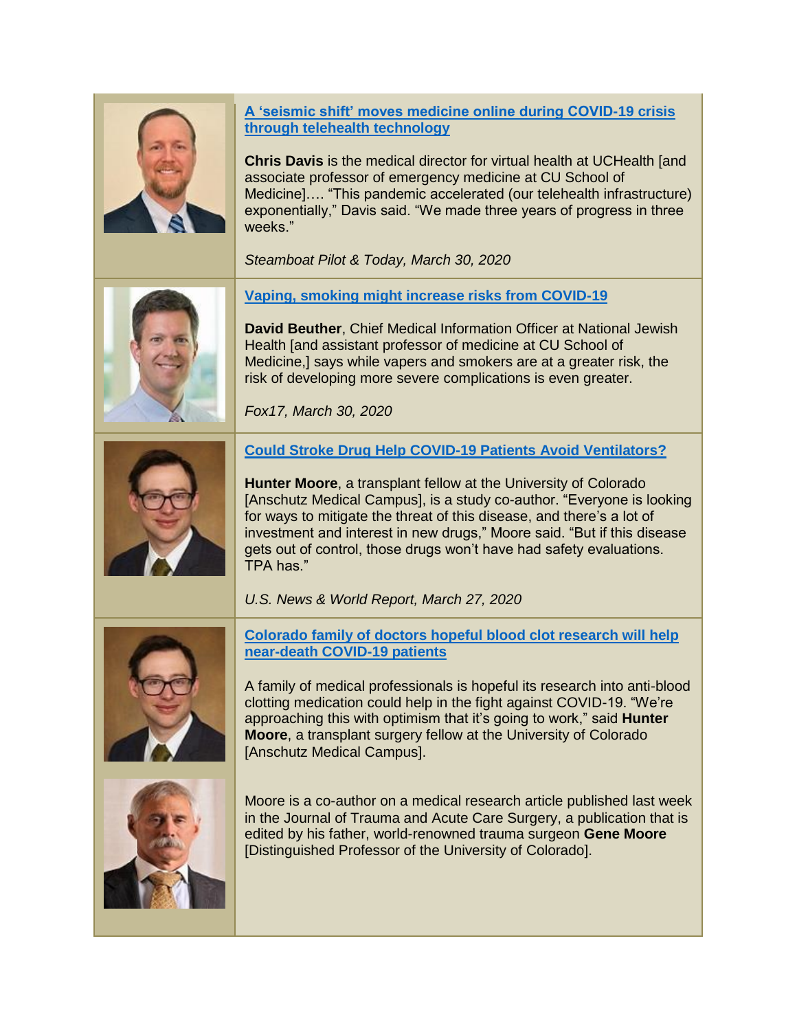**A 'seismic shift' moves medicine online during COVID-19 crisis through telehealth technology**

**Chris Davis** is the medical director for virtual health at UCHealth [and associate professor of emergency medicine at CU School of Medicine]…. "This pandemic accelerated (our telehealth infrastructure) exponentially," Davis said. "We made three years of progress in three weeks."

*Steamboat Pilot & Today, March 30, 2020*

**Vaping, smoking might increase risks from COVID-19**

**David Beuther**, Chief Medical Information Officer at National Jewish Health [and assistant professor of medicine at CU School of Medicine,] says while vapers and smokers are at a greater risk, the risk of developing more severe complications is even greater.

*Fox17, March 30, 2020*

**Could Stroke Drug Help COVID-19 Patients Avoid Ventilators?**

**Hunter Moore**, a transplant fellow at the University of Colorado [Anschutz Medical Campus], is a study co-author. "Everyone is looking for ways to mitigate the threat of this disease, and there's a lot of investment and interest in new drugs," Moore said. "But if this disease gets out of control, those drugs won't have had safety evaluations. TPA has."

*U.S. News & World Report, March 27, 2020*

**Colorado family of doctors hopeful blood clot research will help near-death COVID-19 patients**

A family of medical professionals is hopeful its research into anti-blood clotting medication could help in the fight against COVID-19. "We're approaching this with optimism that it's going to work," said **Hunter Moore**, a transplant surgery fellow at the University of Colorado [Anschutz Medical Campus].

Moore is a co-author on a medical research article published last week in the Journal of Trauma and Acute Care Surgery, a publication that is edited by his father, world-renowned trauma surgeon **Gene Moore** [Distinguished Professor of the University of Colorado].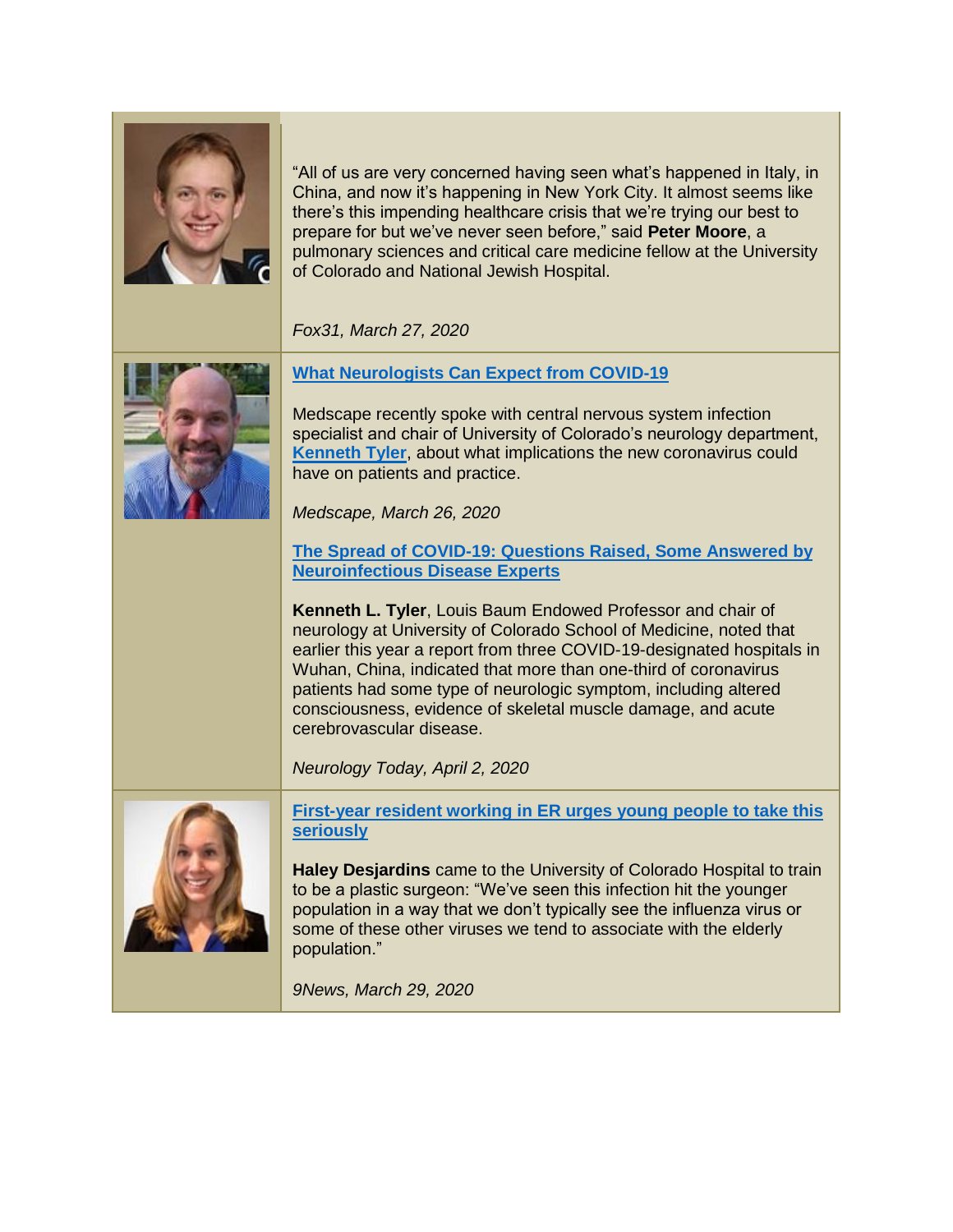"All of us are very concerned having seen what's happened in Italy, in China, and now it's happening in New York City. It almost seems like there's this impending healthcare crisis that we're trying our best to prepare for but we've never seen before," said **Peter Moore**, a pulmonary sciences and critical care medicine fellow at the University of Colorado and National Jewish Hospital.

*Fox31, March 27, 2020*

**What Neurologists Can Expect from COVID-19**

Medscape recently spoke with central nervous system infection specialist and chair of University of Colorado's neurology department, **Kenneth Tyler**, about what implications the new coronavirus could have on patients and practice.

*Medscape, March 26, 2020*

**The Spread of COVID-19: Questions Raised, Some Answered by Neuroinfectious Disease Experts**

**Kenneth L. Tyler**, Louis Baum Endowed Professor and chair of neurology at University of Colorado School of Medicine, noted that earlier this year a report from three COVID-19-designated hospitals in Wuhan, China, indicated that more than one-third of coronavirus patients had some type of neurologic symptom, including altered consciousness, evidence of skeletal muscle damage, and acute cerebrovascular disease.

*Neurology Today, April 2, 2020*

**First-year resident working in ER urges young people to take this seriously**

**Haley Desjardins** came to the University of Colorado Hospital to train to be a plastic surgeon: "We've seen this infection hit the younger population in a way that we don't typically see the influenza virus or some of these other viruses we tend to associate with the elderly population."

*9News, March 29, 2020*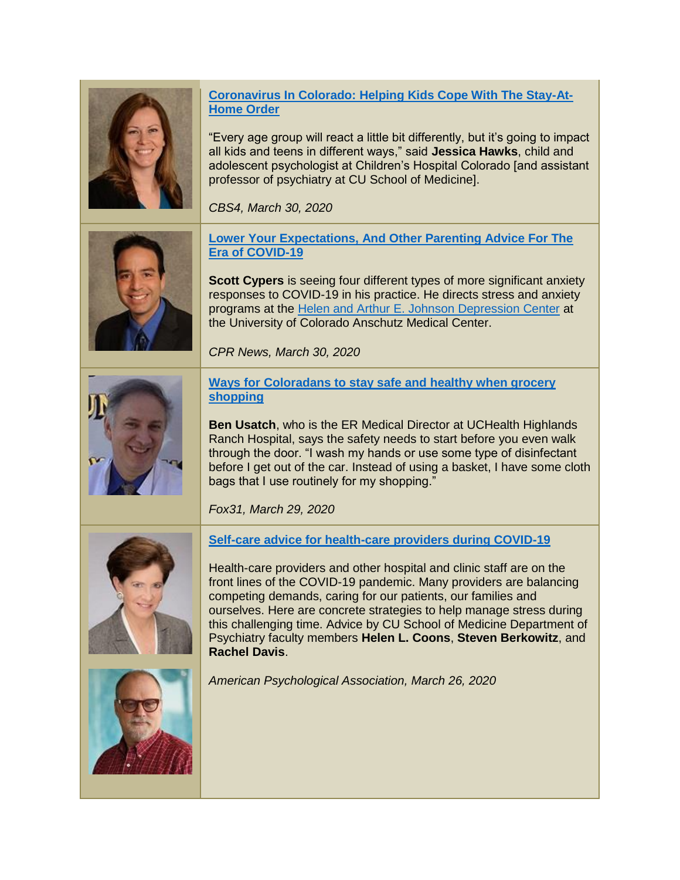**Coronavirus In Colorado: Helping Kids Cope With The Stay-At-Home Order**

"Every age group will react a little bit differently, but it's going to impact all kids and teens in different ways," said **Jessica Hawks**, child and adolescent psychologist at Children's Hospital Colorado [and assistant professor of psychiatry at CU School of Medicine].

*CBS4, March 30, 2020*

---

**Lower Your Expectations, And Other Parenting Advice For The Era of COVID-19**

**Scott Cypers** is seeing four different types of more significant anxiety responses to COVID-19 in his practice. He directs stress and anxiety programs at the Helen and Arthur E. Johnson Depression Center at the University of Colorado Anschutz Medical Center.

*CPR News, March 30, 2020*

---

**Ways for Coloradans to stay safe and healthy when grocery shopping**

**Ben Usatch**, who is the ER Medical Director at UCHealth Highlands Ranch Hospital, says the safety needs to start before you even walk through the door. "I wash my hands or use some type of disinfectant before I get out of the car. Instead of using a basket, I have some cloth bags that I use routinely for my shopping."

*Fox31, March 29, 2020*

---

**Self-care advice for health-care providers during COVID-19**

Health-care providers and other hospital and clinic staff are on the front lines of the COVID-19 pandemic. Many providers are balancing competing demands, caring for our patients, our families and ourselves. Here are concrete strategies to help manage stress during this challenging time. Advice by CU School of Medicine Department of Psychiatry faculty members **Helen L. Coons**, **Steven Berkowitz**, and **Rachel Davis**.

*American Psychological Association, March 26, 2020*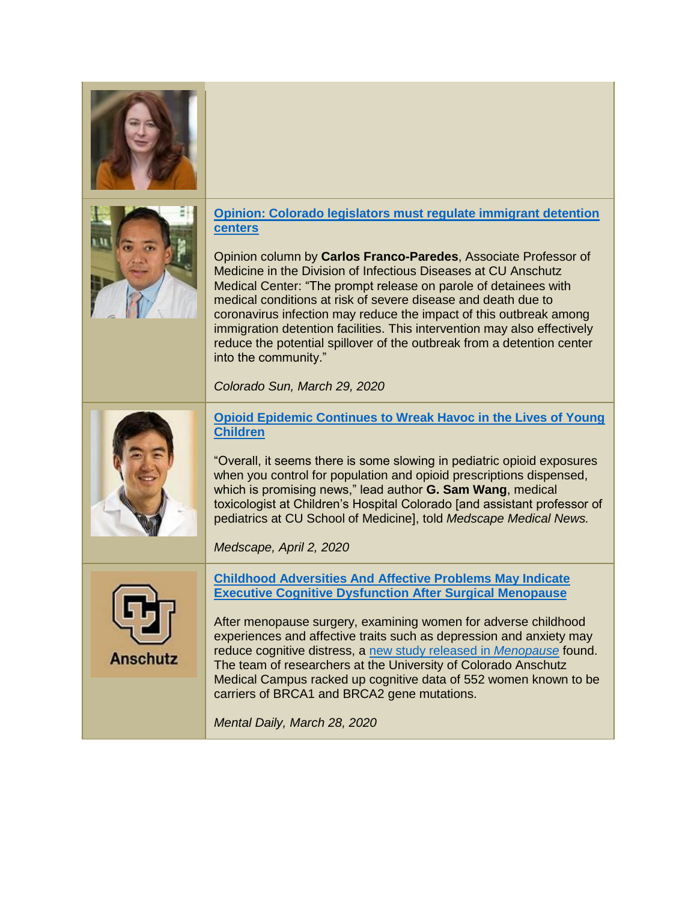[Opinion: Colorado legislators must regulate immigrant detention centers](#)

Opinion column by **Carlos Franco-Paredes**, Associate Professor of Medicine in the Division of Infectious Diseases at CU Anschutz Medical Center: "The prompt release on parole of detainees with medical conditions at risk of severe disease and death due to coronavirus infection may reduce the impact of this outbreak among immigration detention facilities. This intervention may also effectively reduce the potential spillover of the outbreak from a detention center into the community."

*Colorado Sun, March 29, 2020*

[Opioid Epidemic Continues to Wreak Havoc in the Lives of Young Children](#)

"Overall, it seems there is some slowing in pediatric opioid exposures when you control for population and opioid prescriptions dispensed, which is promising news," lead author **G. Sam Wang**, medical toxicologist at Children's Hospital Colorado [and assistant professor of pediatrics at CU School of Medicine], told *Medscape Medical News.*

*Medscape, April 2, 2020*

[Childhood Adversities And Affective Problems May Indicate Executive Cognitive Dysfunction After Surgical Menopause](#)

After menopause surgery, examining women for adverse childhood experiences and affective traits such as depression and anxiety may reduce cognitive distress, a [new study released in *Menopause*](#) found. The team of researchers at the University of Colorado Anschutz Medical Campus racked up cognitive data of 552 women known to be carriers of BRCA1 and BRCA2 gene mutations.

*Mental Daily, March 28, 2020*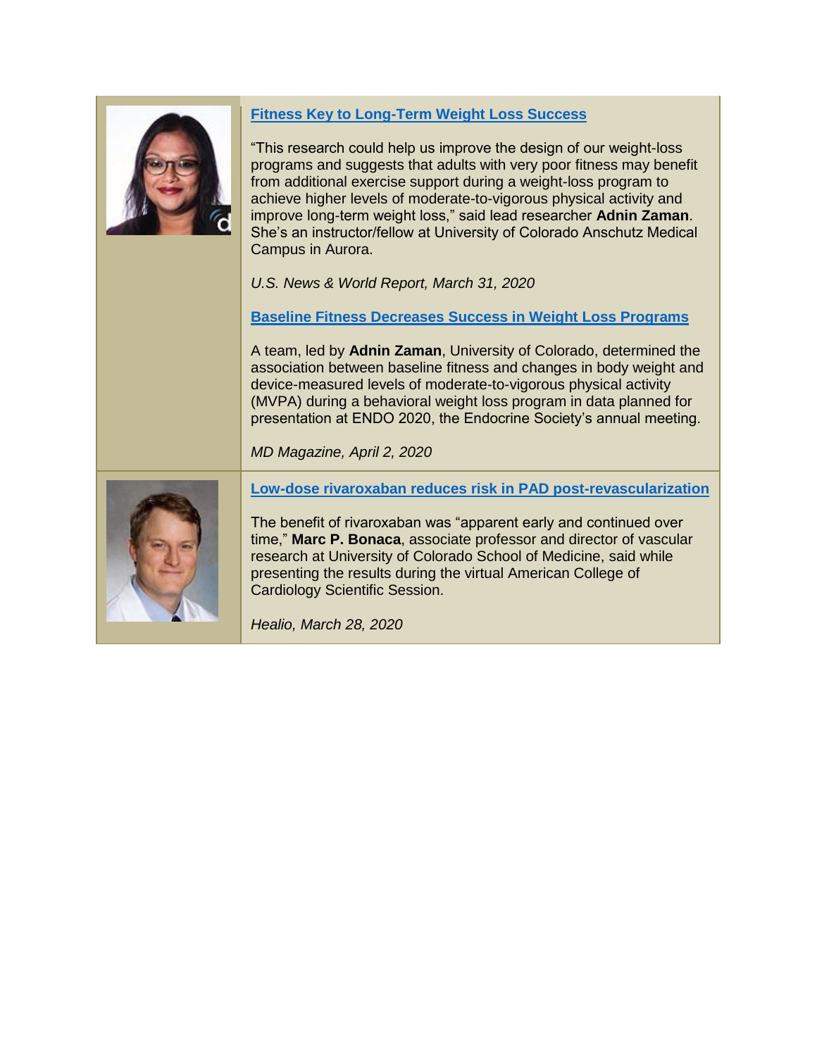**Fitness Key to Long-Term Weight Loss Success**

"This research could help us improve the design of our weight-loss programs and suggests that adults with very poor fitness may benefit from additional exercise support during a weight-loss program to achieve higher levels of moderate-to-vigorous physical activity and improve long-term weight loss," said lead researcher **Adnin Zaman**. She's an instructor/fellow at University of Colorado Anschutz Medical Campus in Aurora.

*U.S. News & World Report, March 31, 2020*

**Baseline Fitness Decreases Success in Weight Loss Programs**

A team, led by **Adnin Zaman**, University of Colorado, determined the association between baseline fitness and changes in body weight and device-measured levels of moderate-to-vigorous physical activity (MVPA) during a behavioral weight loss program in data planned for presentation at ENDO 2020, the Endocrine Society's annual meeting.

*MD Magazine, April 2, 2020*

**Low-dose rivaroxaban reduces risk in PAD post-revascularization**

The benefit of rivaroxaban was "apparent early and continued over time," **Marc P. Bonaca**, associate professor and director of vascular research at University of Colorado School of Medicine, said while presenting the results during the virtual American College of Cardiology Scientific Session.

*Healio, March 28, 2020*